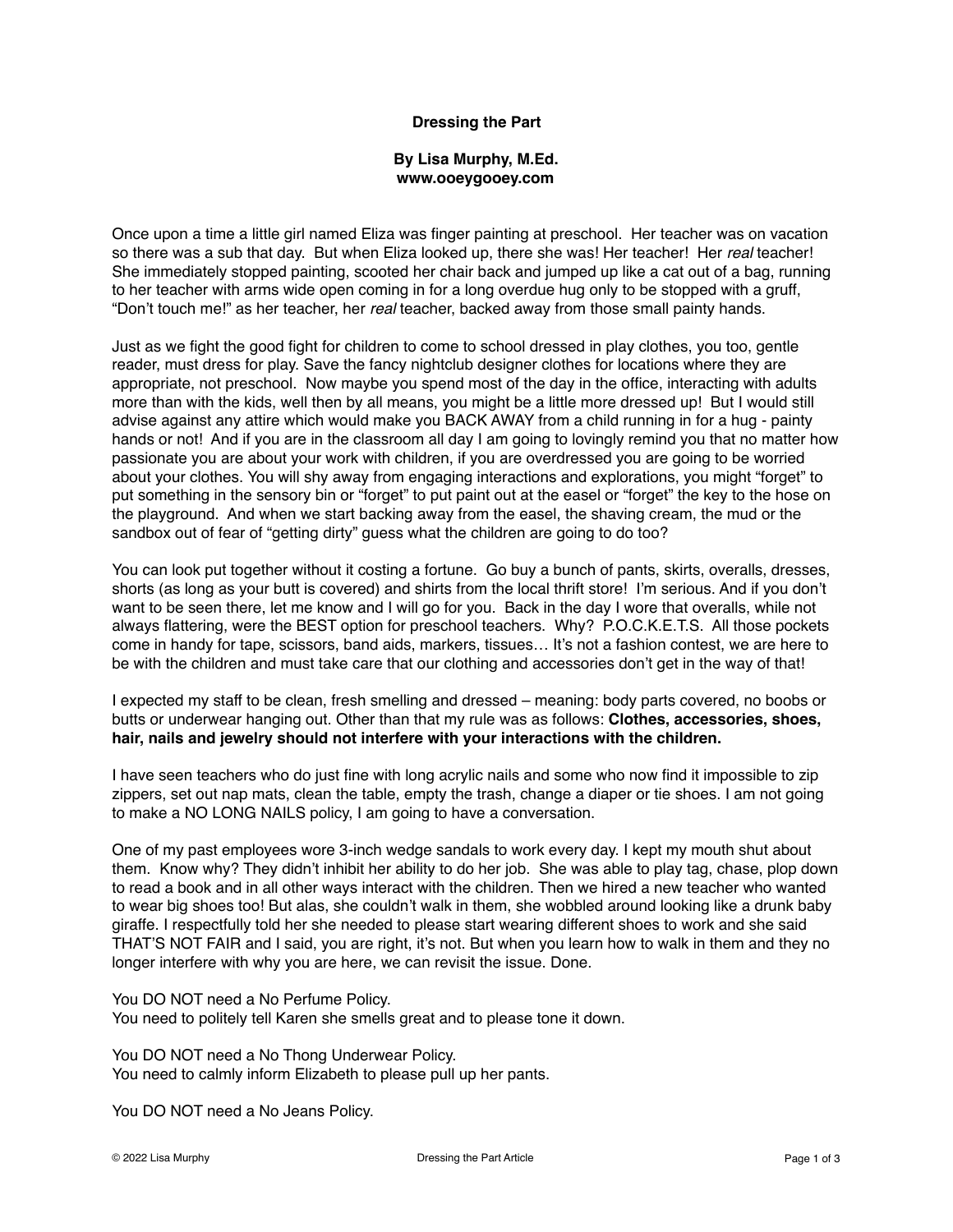# Dressing the Part

**By Lisa Murphy, M.Ed.**
**www.ooeygooey.com**

Once upon a time a little girl named Eliza was finger painting at preschool. Her teacher was on vacation so there was a sub that day. But when Eliza looked up, there she was! Her teacher! Her *real* teacher! She immediately stopped painting, scooted her chair back and jumped up like a cat out of a bag, running to her teacher with arms wide open coming in for a long overdue hug only to be stopped with a gruff, "Don't touch me!" as her teacher, her *real* teacher, backed away from those small painty hands.

Just as we fight the good fight for children to come to school dressed in play clothes, you too, gentle reader, must dress for play. Save the fancy nightclub designer clothes for locations where they are appropriate, not preschool. Now maybe you spend most of the day in the office, interacting with adults more than with the kids, well then by all means, you might be a little more dressed up! But I would still advise against any attire which would make you BACK AWAY from a child running in for a hug - painty hands or not! And if you are in the classroom all day I am going to lovingly remind you that no matter how passionate you are about your work with children, if you are overdressed you are going to be worried about your clothes. You will shy away from engaging interactions and explorations, you might "forget" to put something in the sensory bin or "forget" to put paint out at the easel or "forget" the key to the hose on the playground. And when we start backing away from the easel, the shaving cream, the mud or the sandbox out of fear of "getting dirty" guess what the children are going to do too?

You can look put together without it costing a fortune. Go buy a bunch of pants, skirts, overalls, dresses, shorts (as long as your butt is covered) and shirts from the local thrift store! I'm serious. And if you don't want to be seen there, let me know and I will go for you. Back in the day I wore that overalls, while not always flattering, were the BEST option for preschool teachers. Why? P.O.C.K.E.T.S. All those pockets come in handy for tape, scissors, band aids, markers, tissues… It's not a fashion contest, we are here to be with the children and must take care that our clothing and accessories don't get in the way of that!

I expected my staff to be clean, fresh smelling and dressed – meaning: body parts covered, no boobs or butts or underwear hanging out. Other than that my rule was as follows: **Clothes, accessories, shoes, hair, nails and jewelry should not interfere with your interactions with the children.**

I have seen teachers who do just fine with long acrylic nails and some who now find it impossible to zip zippers, set out nap mats, clean the table, empty the trash, change a diaper or tie shoes. I am not going to make a NO LONG NAILS policy, I am going to have a conversation.

One of my past employees wore 3-inch wedge sandals to work every day. I kept my mouth shut about them. Know why? They didn't inhibit her ability to do her job. She was able to play tag, chase, plop down to read a book and in all other ways interact with the children. Then we hired a new teacher who wanted to wear big shoes too! But alas, she couldn't walk in them, she wobbled around looking like a drunk baby giraffe. I respectfully told her she needed to please start wearing different shoes to work and she said THAT'S NOT FAIR and I said, you are right, it's not. But when you learn how to walk in them and they no longer interfere with why you are here, we can revisit the issue. Done.

You DO NOT need a No Perfume Policy.
You need to politely tell Karen she smells great and to please tone it down.

You DO NOT need a No Thong Underwear Policy.
You need to calmly inform Elizabeth to please pull up her pants.

You DO NOT need a No Jeans Policy.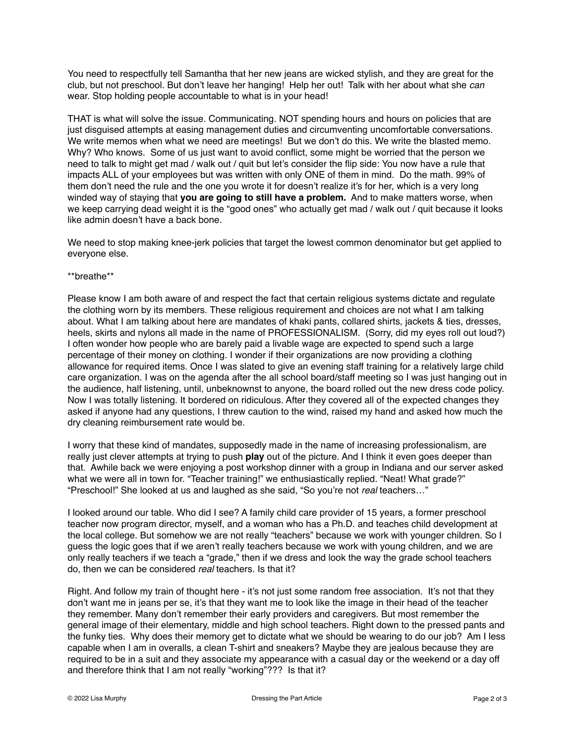You need to respectfully tell Samantha that her new jeans are wicked stylish, and they are great for the club, but not preschool. But don't leave her hanging! Help her out! Talk with her about what she *can* wear. Stop holding people accountable to what is in your head!

THAT is what will solve the issue. Communicating. NOT spending hours and hours on policies that are just disguised attempts at easing management duties and circumventing uncomfortable conversations. We write memos when what we need are meetings! But we don't do this. We write the blasted memo. Why? Who knows. Some of us just want to avoid conflict, some might be worried that the person we need to talk to might get mad / walk out / quit but let's consider the flip side: You now have a rule that impacts ALL of your employees but was written with only ONE of them in mind. Do the math. 99% of them don't need the rule and the one you wrote it for doesn't realize it's for her, which is a very long winded way of staying that **you are going to still have a problem.** And to make matters worse, when we keep carrying dead weight it is the "good ones" who actually get mad / walk out / quit because it looks like admin doesn't have a back bone.

We need to stop making knee-jerk policies that target the lowest common denominator but get applied to everyone else.

**breathe**

Please know I am both aware of and respect the fact that certain religious systems dictate and regulate the clothing worn by its members. These religious requirement and choices are not what I am talking about. What I am talking about here are mandates of khaki pants, collared shirts, jackets & ties, dresses, heels, skirts and nylons all made in the name of PROFESSIONALISM. (Sorry, did my eyes roll out loud?) I often wonder how people who are barely paid a livable wage are expected to spend such a large percentage of their money on clothing. I wonder if their organizations are now providing a clothing allowance for required items. Once I was slated to give an evening staff training for a relatively large child care organization. I was on the agenda after the all school board/staff meeting so I was just hanging out in the audience, half listening, until, unbeknownst to anyone, the board rolled out the new dress code policy. Now I was totally listening. It bordered on ridiculous. After they covered all of the expected changes they asked if anyone had any questions, I threw caution to the wind, raised my hand and asked how much the dry cleaning reimbursement rate would be.

I worry that these kind of mandates, supposedly made in the name of increasing professionalism, are really just clever attempts at trying to push **play** out of the picture. And I think it even goes deeper than that. Awhile back we were enjoying a post workshop dinner with a group in Indiana and our server asked what we were all in town for. "Teacher training!" we enthusiastically replied. "Neat! What grade?" "Preschool!" She looked at us and laughed as she said, "So you're not *real* teachers…"

I looked around our table. Who did I see? A family child care provider of 15 years, a former preschool teacher now program director, myself, and a woman who has a Ph.D. and teaches child development at the local college. But somehow we are not really "teachers" because we work with younger children. So I guess the logic goes that if we aren't really teachers because we work with young children, and we are only really teachers if we teach a "grade," then if we dress and look the way the grade school teachers do, then we can be considered *real* teachers. Is that it?

Right. And follow my train of thought here - it's not just some random free association. It's not that they don't want me in jeans per se, it's that they want me to look like the image in their head of the teacher they remember. Many don't remember their early providers and caregivers. But most remember the general image of their elementary, middle and high school teachers. Right down to the pressed pants and the funky ties. Why does their memory get to dictate what we should be wearing to do our job? Am I less capable when I am in overalls, a clean T-shirt and sneakers? Maybe they are jealous because they are required to be in a suit and they associate my appearance with a casual day or the weekend or a day off and therefore think that I am not really "working"??? Is that it?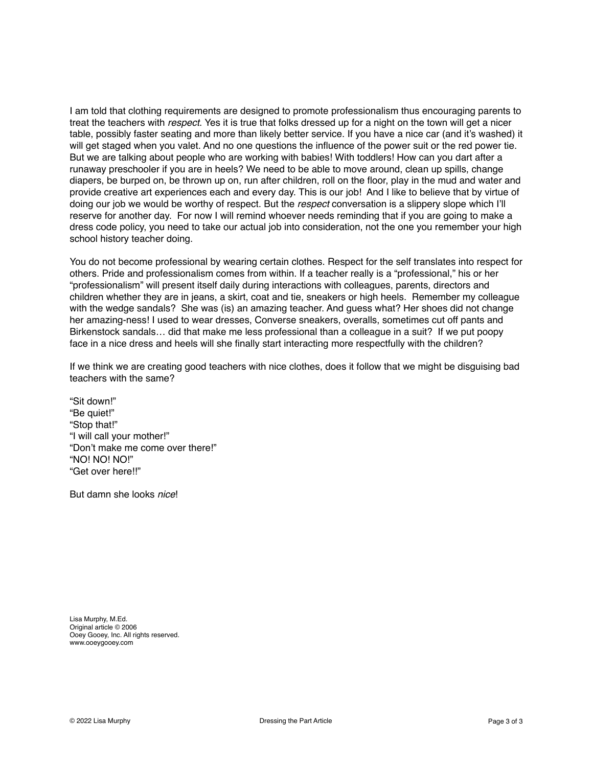I am told that clothing requirements are designed to promote professionalism thus encouraging parents to treat the teachers with *respect*. Yes it is true that folks dressed up for a night on the town will get a nicer table, possibly faster seating and more than likely better service. If you have a nice car (and it's washed) it will get staged when you valet. And no one questions the influence of the power suit or the red power tie. But we are talking about people who are working with babies! With toddlers! How can you dart after a runaway preschooler if you are in heels? We need to be able to move around, clean up spills, change diapers, be burped on, be thrown up on, run after children, roll on the floor, play in the mud and water and provide creative art experiences each and every day. This is our job! And I like to believe that by virtue of doing our job we would be worthy of respect. But the *respect* conversation is a slippery slope which I'll reserve for another day. For now I will remind whoever needs reminding that if you are going to make a dress code policy, you need to take our actual job into consideration, not the one you remember your high school history teacher doing.

You do not become professional by wearing certain clothes. Respect for the self translates into respect for others. Pride and professionalism comes from within. If a teacher really is a "professional," his or her "professionalism" will present itself daily during interactions with colleagues, parents, directors and children whether they are in jeans, a skirt, coat and tie, sneakers or high heels. Remember my colleague with the wedge sandals? She was (is) an amazing teacher. And guess what? Her shoes did not change her amazing-ness! I used to wear dresses, Converse sneakers, overalls, sometimes cut off pants and Birkenstock sandals… did that make me less professional than a colleague in a suit? If we put poopy face in a nice dress and heels will she finally start interacting more respectfully with the children?

If we think we are creating good teachers with nice clothes, does it follow that we might be disguising bad teachers with the same?

"Sit down!"
"Be quiet!"
"Stop that!"
"I will call your mother!"
"Don't make me come over there!"
"NO! NO! NO!"
"Get over here!!"

But damn she looks *nice*!

Lisa Murphy, M.Ed.
Original article © 2006
Ooey Gooey, Inc. All rights reserved.
www.ooeygooey.com